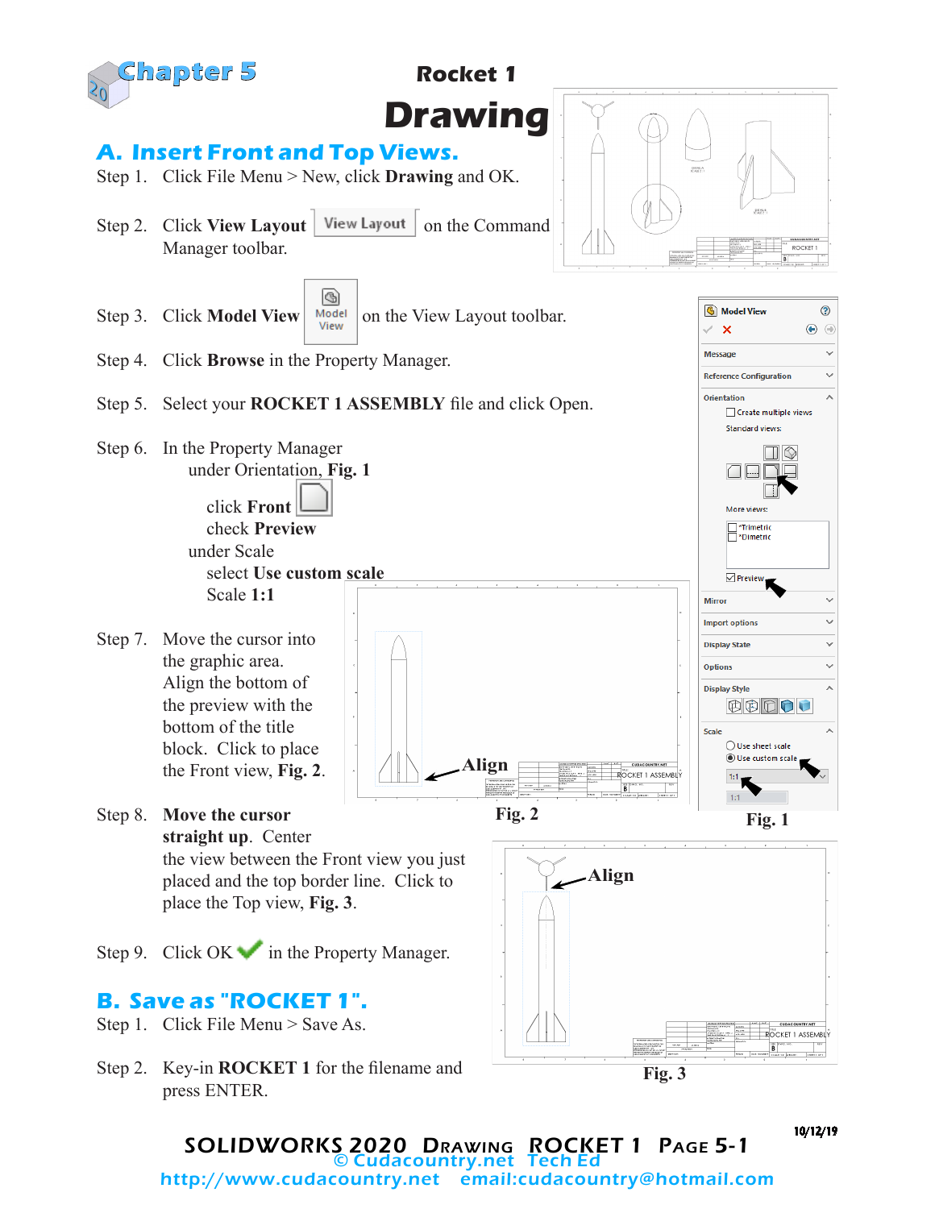# Chapter 5

## Rocket 1 Drawing

### A. Insert Front and Top Views.

Step 1. Click File Menu > New, click **Drawing** and OK.

Step 2. Click **View Layout** View Layout on the Command Manager toolbar.

Step 3. Click **Model View** Model View on the View Layout toolbar.

Step 4. Click **Browse** in the Property Manager.

Step 5. Select your **ROCKET 1 ASSEMBLY** file and click Open.

Step 6. In the Property Manager
under Orientation, **Fig. 1**
click **Front**
check **Preview**
under Scale
select **Use custom scale**
Scale **1:1**

Step 7. Move the cursor into the graphic area. Align the bottom of the preview with the bottom of the title block. Click to place the Front view, **Fig. 2**.

Fig. 2

Fig. 1

Step 8. **Move the cursor straight up**. Center the view between the Front view you just placed and the top border line. Click to place the Top view, **Fig. 3**.

Step 9. Click OK in the Property Manager.

Fig. 3

### B. Save as "ROCKET 1".

Step 1. Click File Menu > Save As.

Step 2. Key-in **ROCKET 1** for the filename and press ENTER.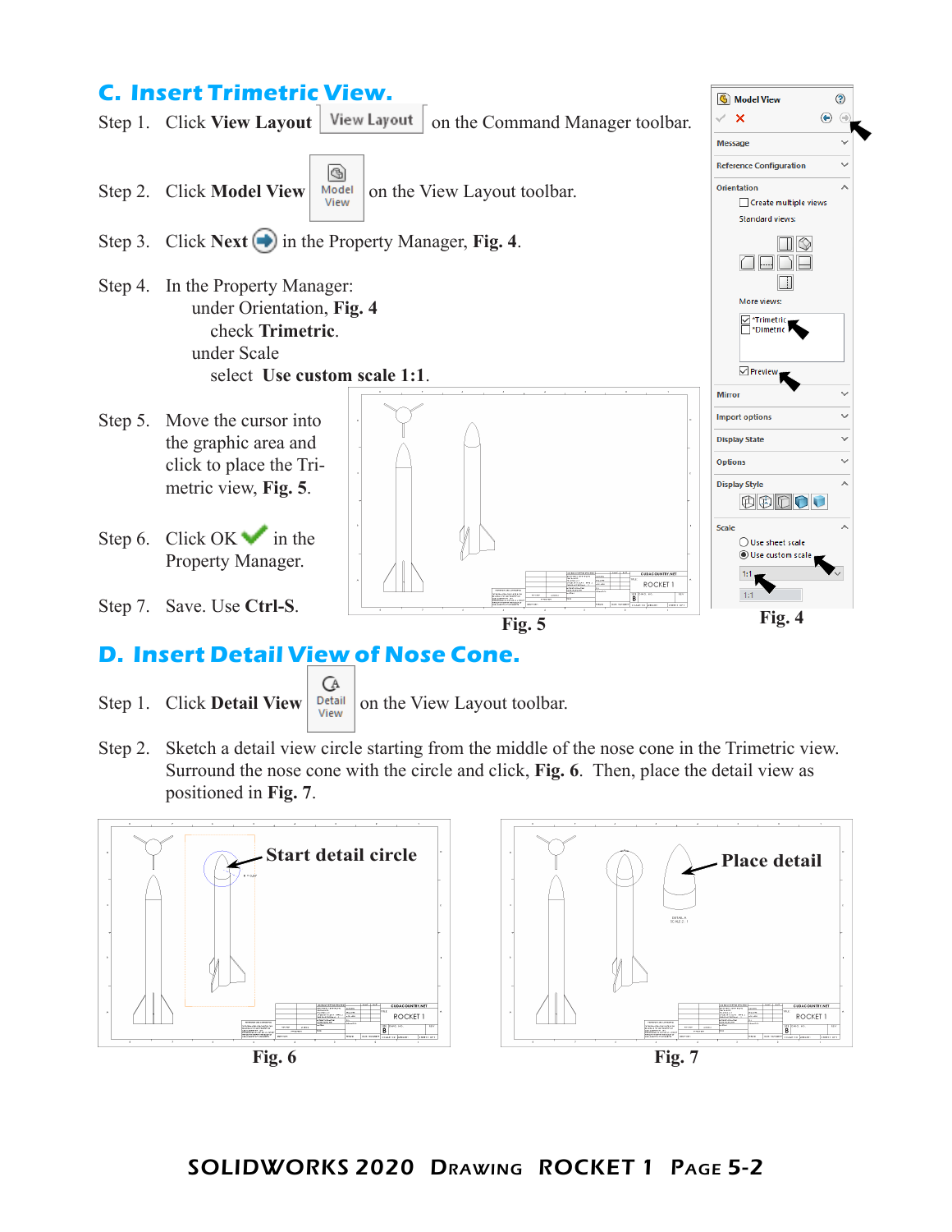## C. Insert Trimetric View.

Step 1. Click **View Layout** View Layout on the Command Manager toolbar.

Step 2. Click **Model View** Model View on the View Layout toolbar.

Step 3. Click **Next** in the Property Manager, **Fig. 4**.

Step 4. In the Property Manager:
under Orientation, **Fig. 4**
check **Trimetric**.
under Scale
select **Use custom scale 1:1**.

Step 5. Move the cursor into the graphic area and click to place the Trimetric view, **Fig. 5**.

Step 6. Click OK in the Property Manager.

Step 7. Save. Use **Ctrl-S**.

**Fig. 5**

**Fig. 4**

## D. Insert Detail View of Nose Cone.

Step 1. Click **Detail View** Detail View on the View Layout toolbar.

Step 2. Sketch a detail view circle starting from the middle of the nose cone in the Trimetric view. Surround the nose cone with the circle and click, **Fig. 6**. Then, place the detail view as positioned in **Fig. 7**.

**Start detail circle**

**Fig. 6**

**Place detail**

**Fig. 7**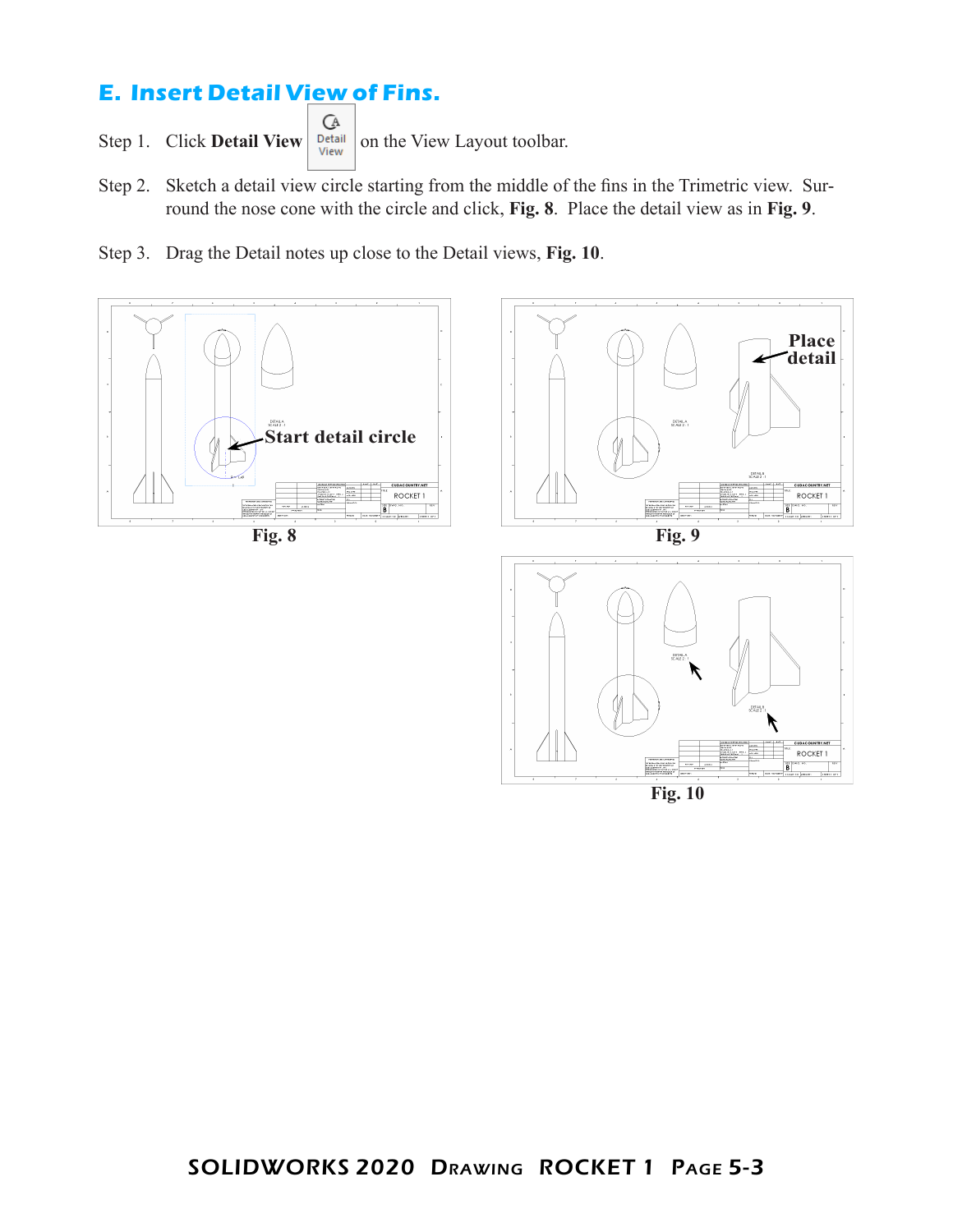## E. Insert Detail View of Fins.

Step 1. Click **Detail View** on the View Layout toolbar.

Step 2. Sketch a detail view circle starting from the middle of the fins in the Trimetric view. Surround the nose cone with the circle and click, **Fig. 8**. Place the detail view as in **Fig. 9**.

Step 3. Drag the Detail notes up close to the Detail views, **Fig. 10**.

Fig. 8

Fig. 9

Fig. 10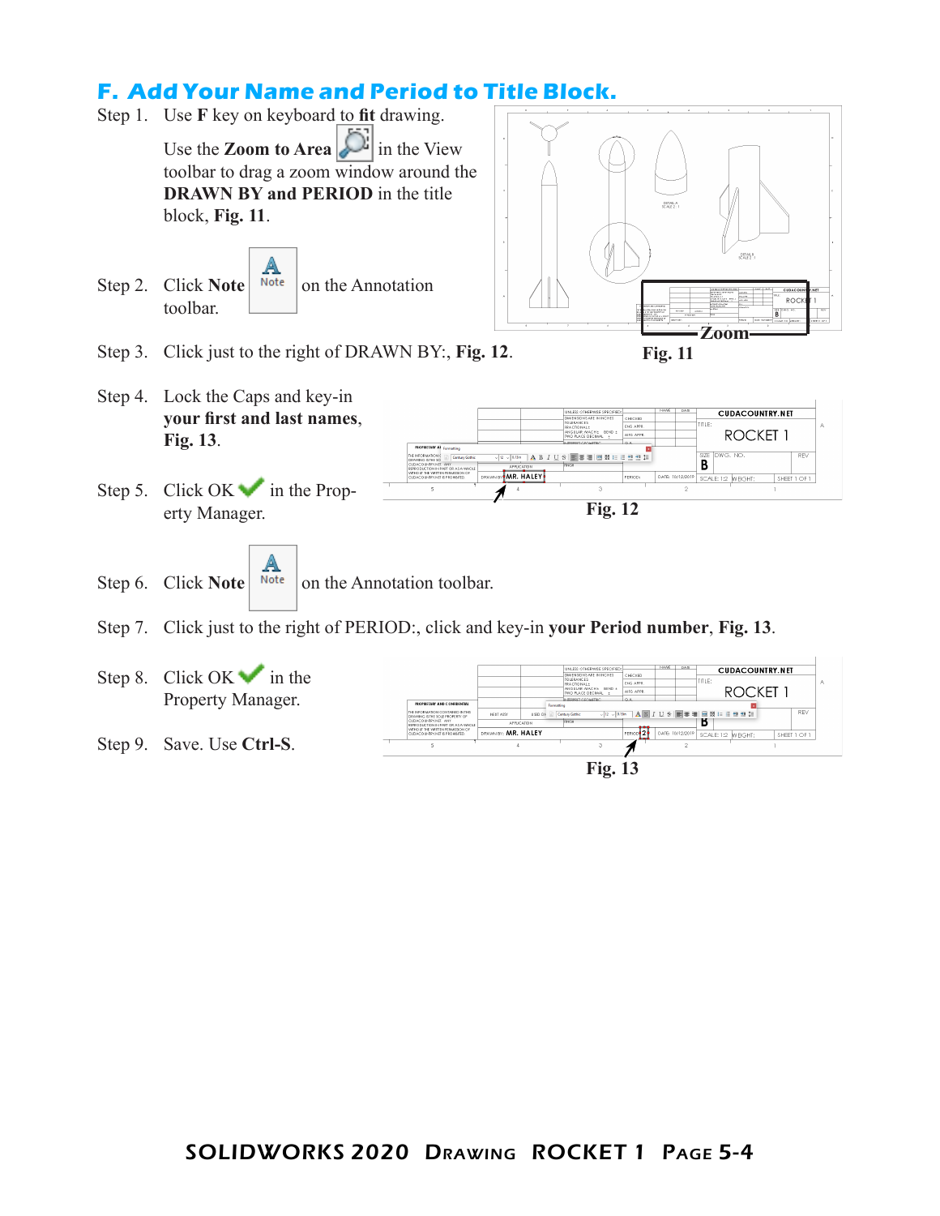## F. Add Your Name and Period to Title Block.

Step 1. Use **F** key on keyboard to **fit** drawing.

Use the **Zoom to Area** in the View toolbar to drag a zoom window around the **DRAWN BY and PERIOD** in the title block, **Fig. 11**.

Step 2. Click **Note** on the Annotation toolbar.

Step 3. Click just to the right of DRAWN BY:, **Fig. 12**.

Fig. 11

Step 4. Lock the Caps and key-in **your first and last names**, **Fig. 13**.

Step 5. Click OK in the Property Manager.

Fig. 12

Step 6. Click **Note** on the Annotation toolbar.

Step 7. Click just to the right of PERIOD:, click and key-in **your Period number**, **Fig. 13**.

Step 8. Click OK in the Property Manager.

Step 9. Save. Use **Ctrl-S**.

Fig. 13